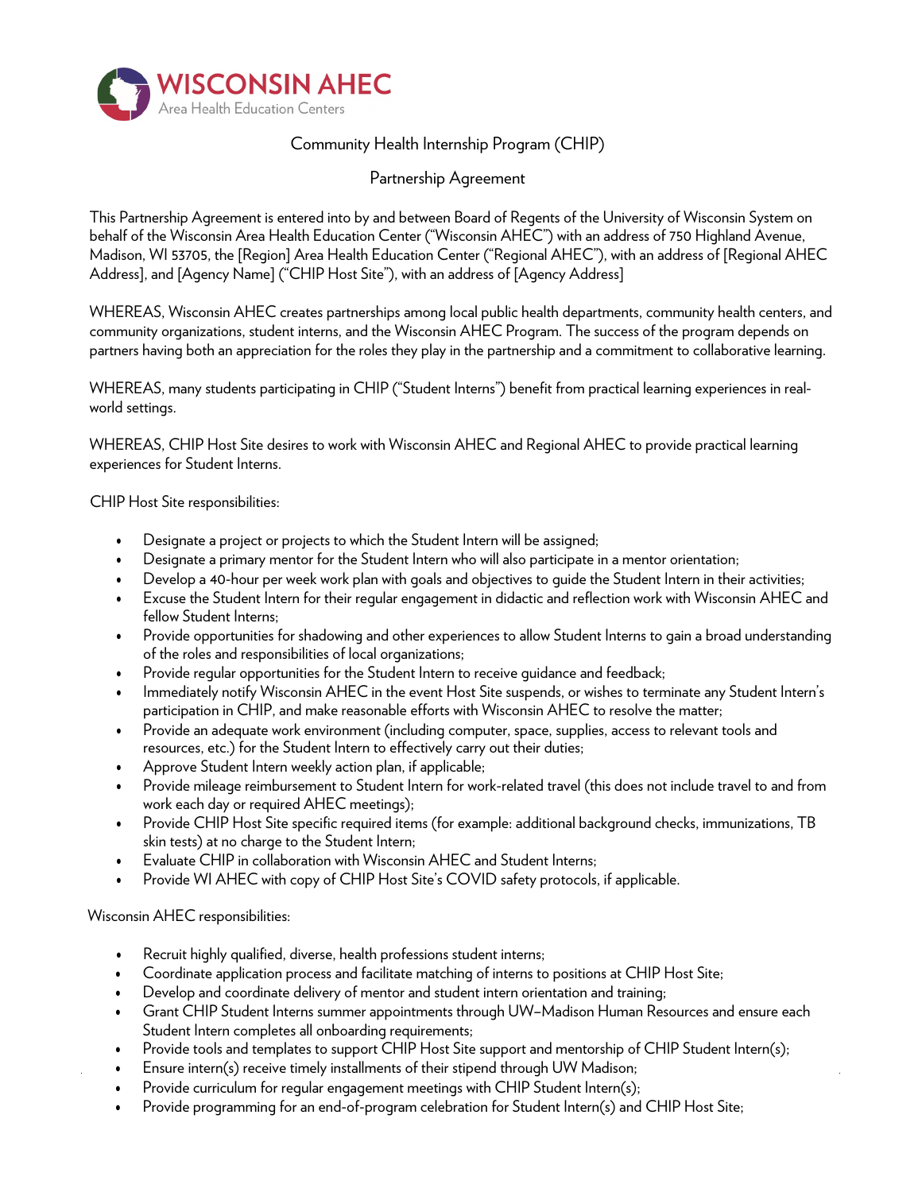**WISCONSIN AHEC**
Area Health Education Centers

Community Health Internship Program (CHIP)

Partnership Agreement

This Partnership Agreement is entered into by and between Board of Regents of the University of Wisconsin System on behalf of the Wisconsin Area Health Education Center ("Wisconsin AHEC") with an address of 750 Highland Avenue, Madison, WI 53705, the [Region] Area Health Education Center ("Regional AHEC"), with an address of [Regional AHEC Address], and [Agency Name] ("CHIP Host Site"), with an address of [Agency Address]

WHEREAS, Wisconsin AHEC creates partnerships among local public health departments, community health centers, and community organizations, student interns, and the Wisconsin AHEC Program. The success of the program depends on partners having both an appreciation for the roles they play in the partnership and a commitment to collaborative learning.

WHEREAS, many students participating in CHIP ("Student Interns") benefit from practical learning experiences in real-world settings.

WHEREAS, CHIP Host Site desires to work with Wisconsin AHEC and Regional AHEC to provide practical learning experiences for Student Interns.

CHIP Host Site responsibilities:

- Designate a project or projects to which the Student Intern will be assigned;
- Designate a primary mentor for the Student Intern who will also participate in a mentor orientation;
- Develop a 40-hour per week work plan with goals and objectives to guide the Student Intern in their activities;
- Excuse the Student Intern for their regular engagement in didactic and reflection work with Wisconsin AHEC and fellow Student Interns;
- Provide opportunities for shadowing and other experiences to allow Student Interns to gain a broad understanding of the roles and responsibilities of local organizations;
- Provide regular opportunities for the Student Intern to receive guidance and feedback;
- Immediately notify Wisconsin AHEC in the event Host Site suspends, or wishes to terminate any Student Intern's participation in CHIP, and make reasonable efforts with Wisconsin AHEC to resolve the matter;
- Provide an adequate work environment (including computer, space, supplies, access to relevant tools and resources, etc.) for the Student Intern to effectively carry out their duties;
- Approve Student Intern weekly action plan, if applicable;
- Provide mileage reimbursement to Student Intern for work-related travel (this does not include travel to and from work each day or required AHEC meetings);
- Provide CHIP Host Site specific required items (for example: additional background checks, immunizations, TB skin tests) at no charge to the Student Intern;
- Evaluate CHIP in collaboration with Wisconsin AHEC and Student Interns;
- Provide WI AHEC with copy of CHIP Host Site's COVID safety protocols, if applicable.

Wisconsin AHEC responsibilities:

- Recruit highly qualified, diverse, health professions student interns;
- Coordinate application process and facilitate matching of interns to positions at CHIP Host Site;
- Develop and coordinate delivery of mentor and student intern orientation and training;
- Grant CHIP Student Interns summer appointments through UW–Madison Human Resources and ensure each Student Intern completes all onboarding requirements;
- Provide tools and templates to support CHIP Host Site support and mentorship of CHIP Student Intern(s);
- Ensure intern(s) receive timely installments of their stipend through UW Madison;
- Provide curriculum for regular engagement meetings with CHIP Student Intern(s);
- Provide programming for an end-of-program celebration for Student Intern(s) and CHIP Host Site;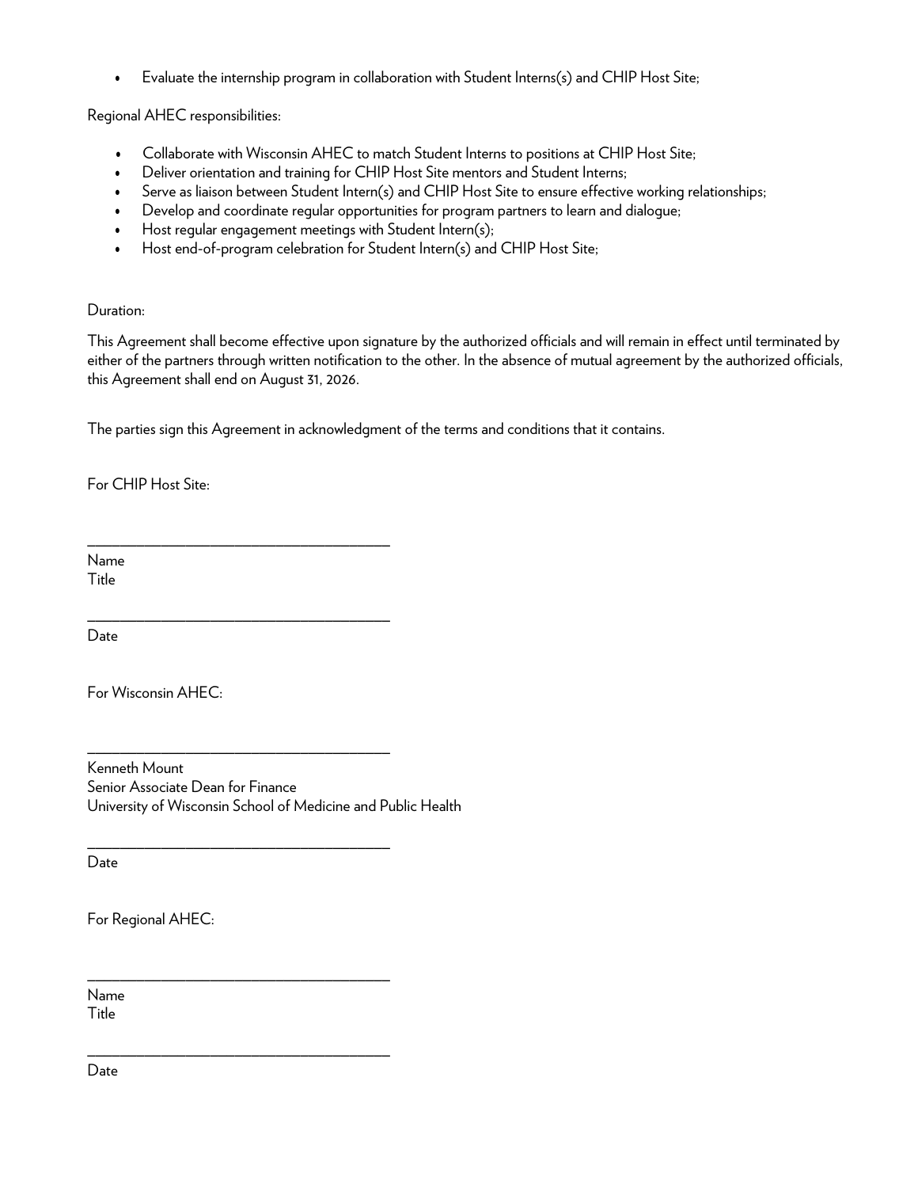- Evaluate the internship program in collaboration with Student Interns(s) and CHIP Host Site;

Regional AHEC responsibilities:

- Collaborate with Wisconsin AHEC to match Student Interns to positions at CHIP Host Site;
- Deliver orientation and training for CHIP Host Site mentors and Student Interns;
- Serve as liaison between Student Intern(s) and CHIP Host Site to ensure effective working relationships;
- Develop and coordinate regular opportunities for program partners to learn and dialogue;
- Host regular engagement meetings with Student Intern(s);
- Host end-of-program celebration for Student Intern(s) and CHIP Host Site;

Duration:

This Agreement shall become effective upon signature by the authorized officials and will remain in effect until terminated by either of the partners through written notification to the other. In the absence of mutual agreement by the authorized officials, this Agreement shall end on August 31, 2026.

The parties sign this Agreement in acknowledgment of the terms and conditions that it contains.

For CHIP Host Site:

\_\_\_\_\_\_\_\_\_\_\_\_\_\_\_\_\_\_\_\_\_\_\_\_\_\_\_\_\_\_\_\_\_\_\_\_\_\_

Name
Title

\_\_\_\_\_\_\_\_\_\_\_\_\_\_\_\_\_\_\_\_\_\_\_\_\_\_\_\_\_\_\_\_\_\_\_\_\_\_

Date

For Wisconsin AHEC:

\_\_\_\_\_\_\_\_\_\_\_\_\_\_\_\_\_\_\_\_\_\_\_\_\_\_\_\_\_\_\_\_\_\_\_\_\_\_

Kenneth Mount
Senior Associate Dean for Finance
University of Wisconsin School of Medicine and Public Health

\_\_\_\_\_\_\_\_\_\_\_\_\_\_\_\_\_\_\_\_\_\_\_\_\_\_\_\_\_\_\_\_\_\_\_\_\_\_

Date

For Regional AHEC:

\_\_\_\_\_\_\_\_\_\_\_\_\_\_\_\_\_\_\_\_\_\_\_\_\_\_\_\_\_\_\_\_\_\_\_\_\_\_

Name
Title

\_\_\_\_\_\_\_\_\_\_\_\_\_\_\_\_\_\_\_\_\_\_\_\_\_\_\_\_\_\_\_\_\_\_\_\_\_\_

Date